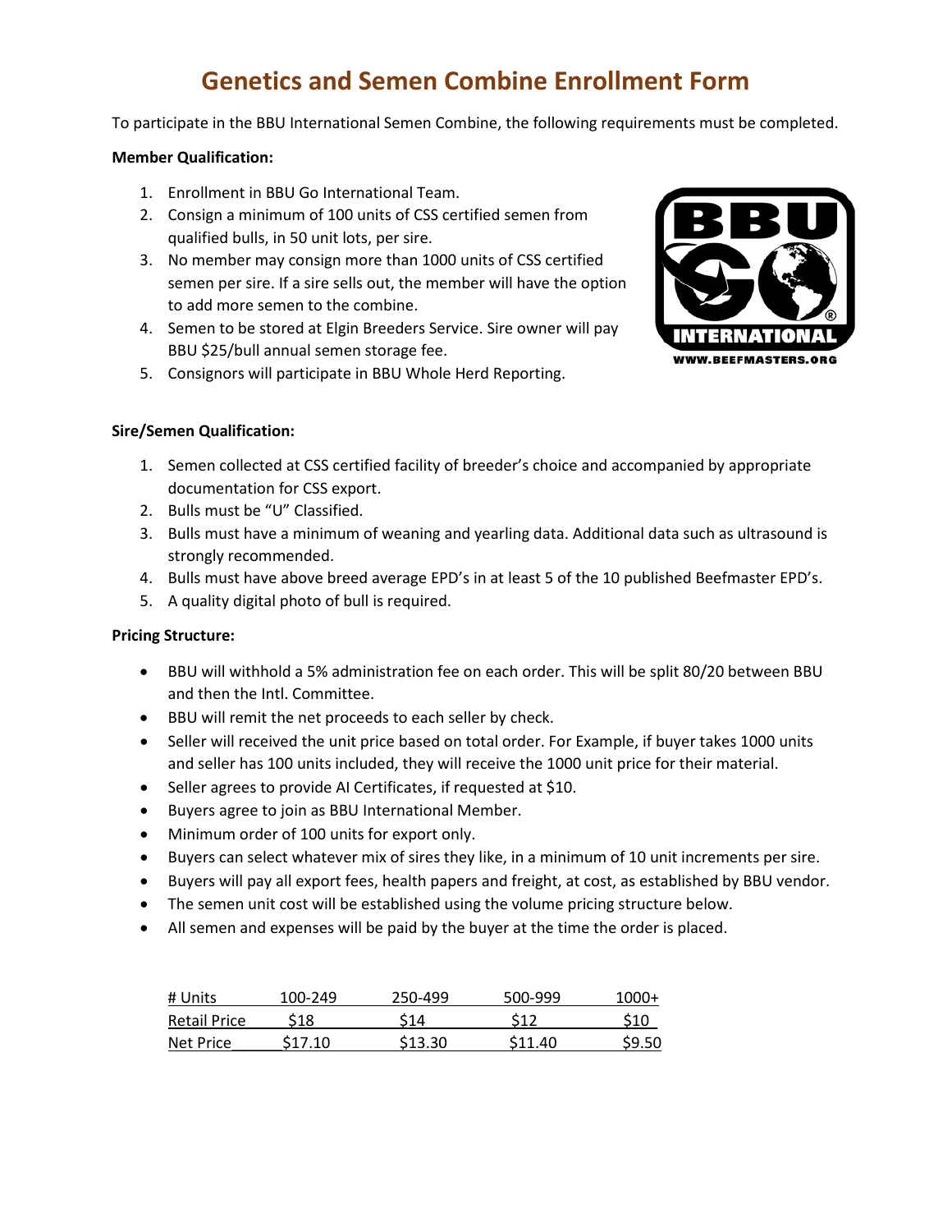# Genetics and Semen Combine Enrollment Form

To participate in the BBU International Semen Combine, the following requirements must be completed.

**Member Qualification:**

1. Enrollment in BBU Go International Team.
2. Consign a minimum of 100 units of CSS certified semen from qualified bulls, in 50 unit lots, per sire.
3. No member may consign more than 1000 units of CSS certified semen per sire. If a sire sells out, the member will have the option to add more semen to the combine.
4. Semen to be stored at Elgin Breeders Service. Sire owner will pay BBU $25/bull annual semen storage fee.
5. Consignors will participate in BBU Whole Herd Reporting.

**Sire/Semen Qualification:**

1. Semen collected at CSS certified facility of breeder's choice and accompanied by appropriate documentation for CSS export.
2. Bulls must be "U" Classified.
3. Bulls must have a minimum of weaning and yearling data. Additional data such as ultrasound is strongly recommended.
4. Bulls must have above breed average EPD's in at least 5 of the 10 published Beefmaster EPD's.
5. A quality digital photo of bull is required.

**Pricing Structure:**

- BBU will withhold a 5% administration fee on each order. This will be split 80/20 between BBU and then the Intl. Committee.
- BBU will remit the net proceeds to each seller by check.
- Seller will received the unit price based on total order. For Example, if buyer takes 1000 units and seller has 100 units included, they will receive the 1000 unit price for their material.
- Seller agrees to provide AI Certificates, if requested at $10.
- Buyers agree to join as BBU International Member.
- Minimum order of 100 units for export only.
- Buyers can select whatever mix of sires they like, in a minimum of 10 unit increments per sire.
- Buyers will pay all export fees, health papers and freight, at cost, as established by BBU vendor.
- The semen unit cost will be established using the volume pricing structure below.
- All semen and expenses will be paid by the buyer at the time the order is placed.

| # Units | 100-249 | 250-499 | 500-999 | 1000+ |
|---|---|---|---|---|
| Retail Price | $18 | $14 | $12 | $10 |
| Net Price | $17.10 | $13.30 | $11.40 | $9.50 |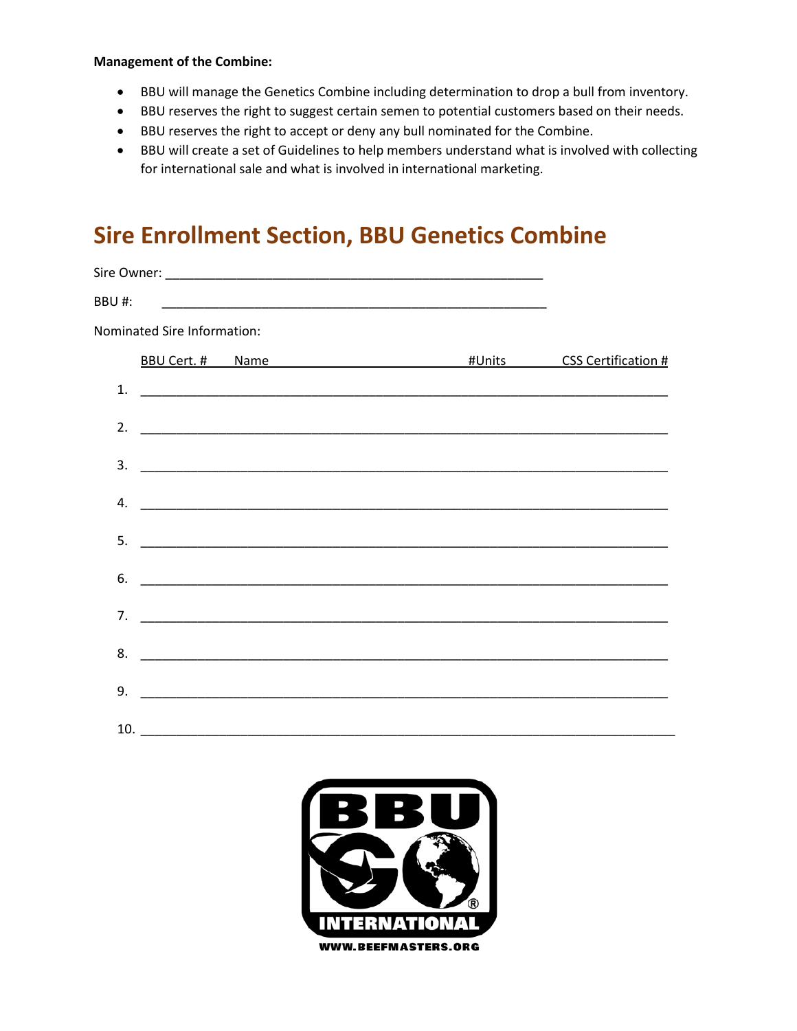**Management of the Combine:**

- BBU will manage the Genetics Combine including determination to drop a bull from inventory.
- BBU reserves the right to suggest certain semen to potential customers based on their needs.
- BBU reserves the right to accept or deny any bull nominated for the Combine.
- BBU will create a set of Guidelines to help members understand what is involved with collecting for international sale and what is involved in international marketing.

## Sire Enrollment Section, BBU Genetics Combine

Sire Owner: ______________________________________________________

BBU #: ______________________________________________________

Nominated Sire Information:

| | BBU Cert. # | Name | #Units | CSS Certification # |
|---|---|---|---|---|
| 1. | | | | |
| 2. | | | | |
| 3. | | | | |
| 4. | | | | |
| 5. | | | | |
| 6. | | | | |
| 7. | | | | |
| 8. | | | | |
| 9. | | | | |
| 10. | | | | |

BBU GO INTERNATIONAL®

WWW.BEEFMASTERS.ORG